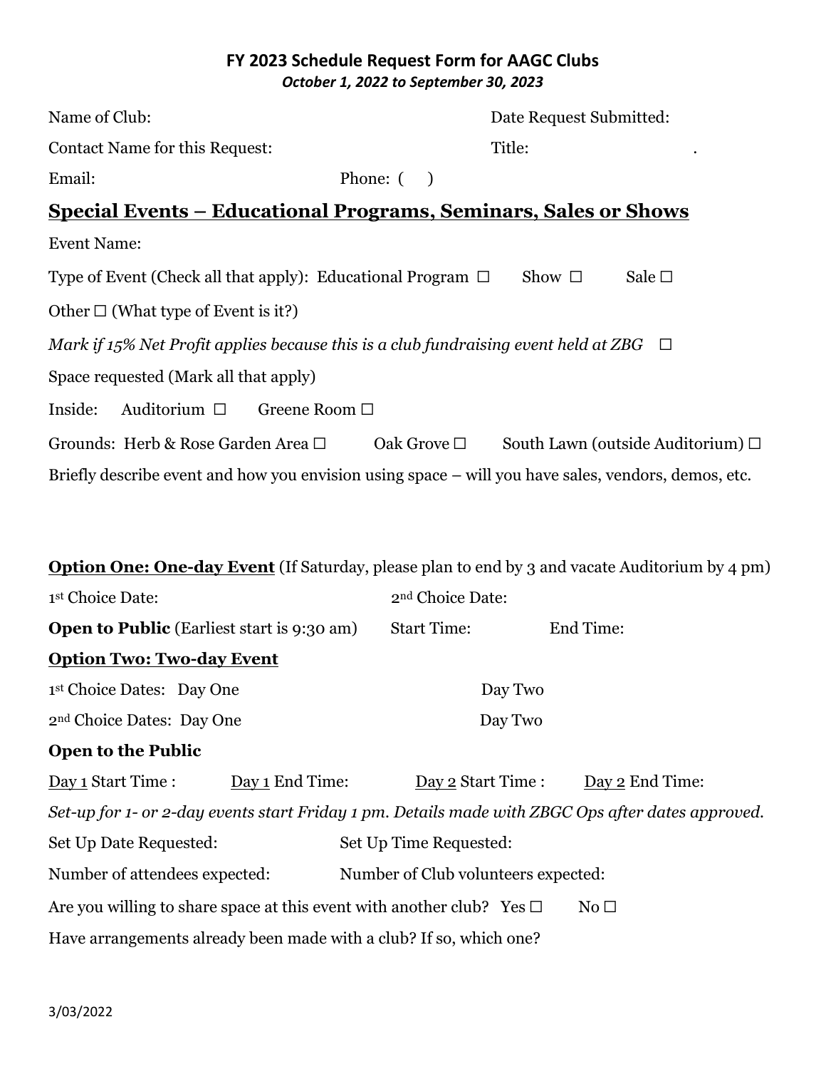# FY 2023 Schedule Request Form for AAGC Clubs

*October 1, 2022 to September 30, 2023*

Name of Club: Date Request Submitted:

Contact Name for this Request: Title: .

Email: Phone: ( )

## Special Events – Educational Programs, Seminars, Sales or Shows

Event Name:

Type of Event (Check all that apply): Educational Program ☐ Show ☐ Sale ☐

Other ☐ (What type of Event is it?)

*Mark if 15% Net Profit applies because this is a club fundraising event held at ZBG* ☐

Space requested (Mark all that apply)

Inside: Auditorium ☐ Greene Room ☐

Grounds: Herb & Rose Garden Area ☐ Oak Grove ☐ South Lawn (outside Auditorium) ☐

Briefly describe event and how you envision using space – will you have sales, vendors, demos, etc.

**Option One: One-day Event** (If Saturday, please plan to end by 3 and vacate Auditorium by 4 pm)

1st Choice Date: 2nd Choice Date:

**Open to Public** (Earliest start is 9:30 am) Start Time: End Time:

**Option Two: Two-day Event**

1st Choice Dates: Day One Day Two

2nd Choice Dates: Day One Day Two

**Open to the Public**

Day 1 Start Time : Day 1 End Time: Day 2 Start Time : Day 2 End Time:

*Set-up for 1- or 2-day events start Friday 1 pm. Details made with ZBGC Ops after dates approved.*

Set Up Date Requested: Set Up Time Requested:

Number of attendees expected: Number of Club volunteers expected:

Are you willing to share space at this event with another club? Yes ☐ No ☐

Have arrangements already been made with a club? If so, which one?

3/03/2022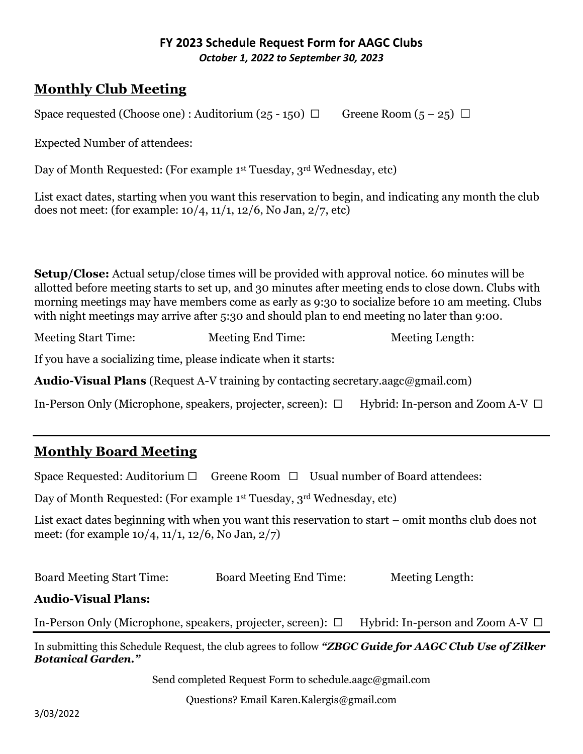**FY 2023 Schedule Request Form for AAGC Clubs**

***October 1, 2022 to September 30, 2023***

## Monthly Club Meeting

Space requested (Choose one) : Auditorium (25 - 150) ☐ Greene Room (5 – 25) ☐

Expected Number of attendees:

Day of Month Requested: (For example 1st Tuesday, 3rd Wednesday, etc)

List exact dates, starting when you want this reservation to begin, and indicating any month the club does not meet: (for example: 10/4, 11/1, 12/6, No Jan, 2/7, etc)

**Setup/Close:** Actual setup/close times will be provided with approval notice. 60 minutes will be allotted before meeting starts to set up, and 30 minutes after meeting ends to close down. Clubs with morning meetings may have members come as early as 9:30 to socialize before 10 am meeting. Clubs with night meetings may arrive after 5:30 and should plan to end meeting no later than 9:00.

Meeting Start Time: Meeting End Time: Meeting Length:

If you have a socializing time, please indicate when it starts:

**Audio-Visual Plans** (Request A-V training by contacting secretary.aagc@gmail.com)

In-Person Only (Microphone, speakers, projecter, screen): ☐ Hybrid: In-person and Zoom A-V ☐

---

## Monthly Board Meeting

Space Requested: Auditorium ☐ Greene Room ☐ Usual number of Board attendees:

Day of Month Requested: (For example 1st Tuesday, 3rd Wednesday, etc)

List exact dates beginning with when you want this reservation to start – omit months club does not meet: (for example 10/4, 11/1, 12/6, No Jan, 2/7)

Board Meeting Start Time: Board Meeting End Time: Meeting Length:

**Audio-Visual Plans:**

In-Person Only (Microphone, speakers, projecter, screen): ☐ Hybrid: In-person and Zoom A-V ☐

---

In submitting this Schedule Request, the club agrees to follow ***"ZBGC Guide for AAGC Club Use of Zilker Botanical Garden."***

Send completed Request Form to schedule.aagc@gmail.com

Questions? Email Karen.Kalergis@gmail.com

3/03/2022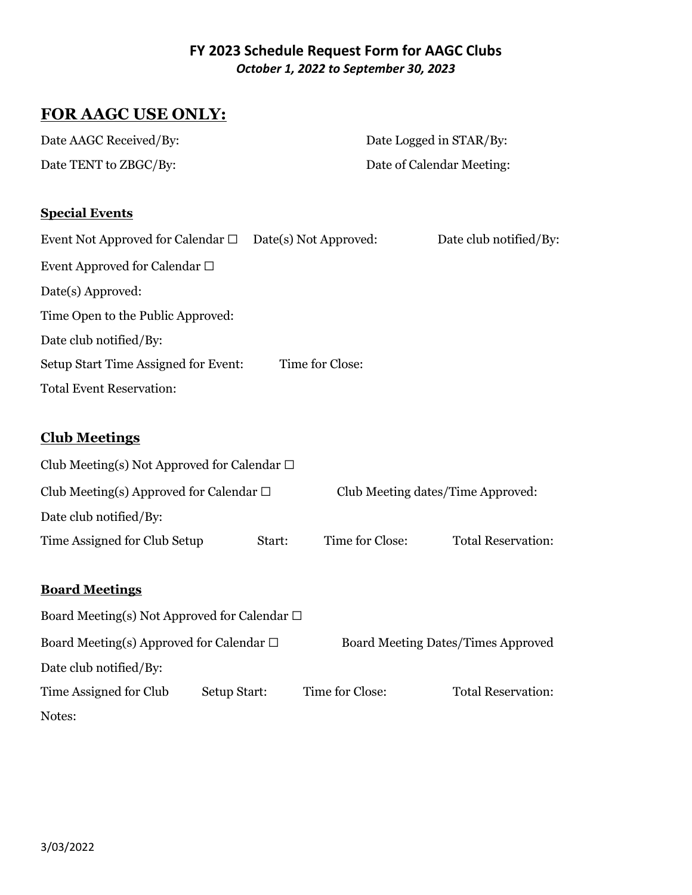**FY 2023 Schedule Request Form for AAGC Clubs**
***October 1, 2022 to September 30, 2023***

## FOR AAGC USE ONLY:

Date AAGC Received/By: Date Logged in STAR/By:

Date TENT to ZBGC/By: Date of Calendar Meeting:

### Special Events

Event Not Approved for Calendar ☐ Date(s) Not Approved: Date club notified/By:

Event Approved for Calendar ☐

Date(s) Approved:

Time Open to the Public Approved:

Date club notified/By:

Setup Start Time Assigned for Event: Time for Close:

Total Event Reservation:

### Club Meetings

Club Meeting(s) Not Approved for Calendar ☐

Club Meeting(s) Approved for Calendar ☐ Club Meeting dates/Time Approved:

Date club notified/By:

Time Assigned for Club Setup Start: Time for Close: Total Reservation:

### Board Meetings

Board Meeting(s) Not Approved for Calendar ☐

Board Meeting(s) Approved for Calendar ☐ Board Meeting Dates/Times Approved

Date club notified/By:

Time Assigned for Club Setup Start: Time for Close: Total Reservation:

Notes:

3/03/2022